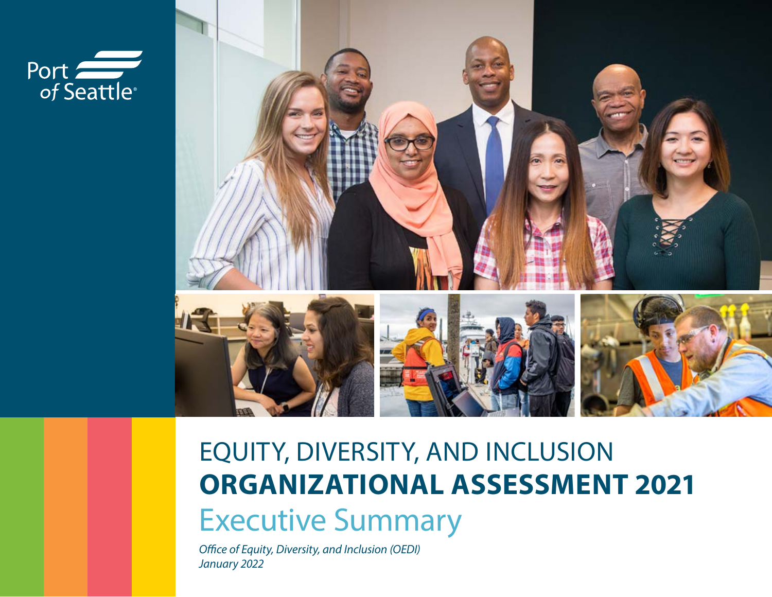Port of Seattle

# EQUITY, DIVERSITY, AND INCLUSION
# **ORGANIZATIONAL ASSESSMENT 2021**
## Executive Summary

*Office of Equity, Diversity, and Inclusion (OEDI)*
*January 2022*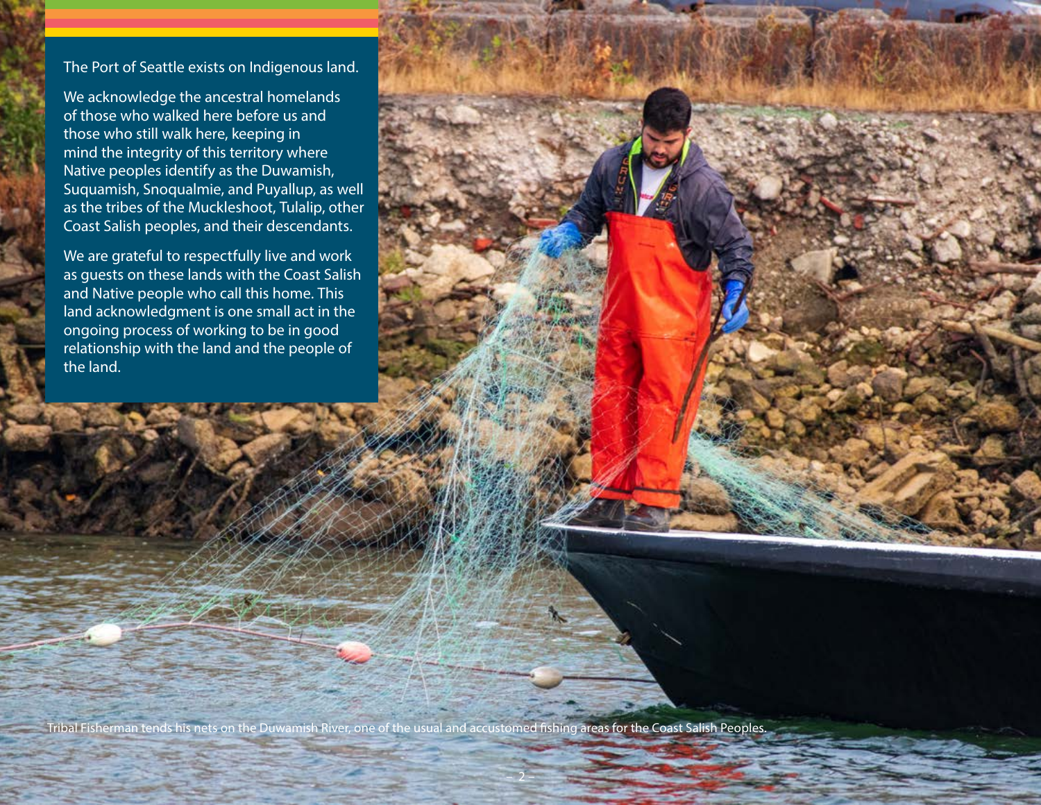The Port of Seattle exists on Indigenous land.

We acknowledge the ancestral homelands of those who walked here before us and those who still walk here, keeping in mind the integrity of this territory where Native peoples identify as the Duwamish, Suquamish, Snoqualmie, and Puyallup, as well as the tribes of the Muckleshoot, Tulalip, other Coast Salish peoples, and their descendants.

We are grateful to respectfully live and work as guests on these lands with the Coast Salish and Native people who call this home. This land acknowledgment is one small act in the ongoing process of working to be in good relationship with the land and the people of the land.

Tribal Fisherman tends his nets on the Duwamish River, one of the usual and accustomed fishing areas for the Coast Salish Peoples.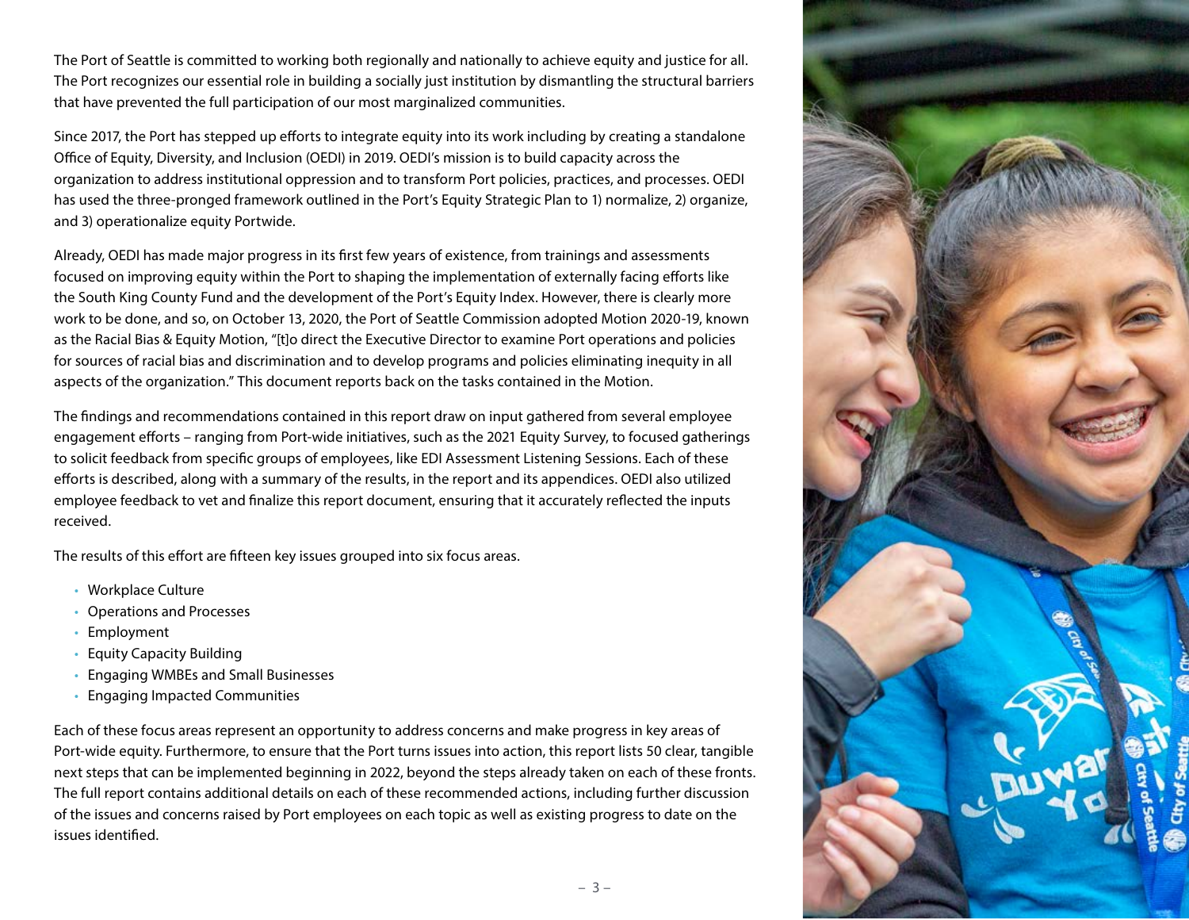The Port of Seattle is committed to working both regionally and nationally to achieve equity and justice for all. The Port recognizes our essential role in building a socially just institution by dismantling the structural barriers that have prevented the full participation of our most marginalized communities.

Since 2017, the Port has stepped up efforts to integrate equity into its work including by creating a standalone Office of Equity, Diversity, and Inclusion (OEDI) in 2019. OEDI's mission is to build capacity across the organization to address institutional oppression and to transform Port policies, practices, and processes. OEDI has used the three-pronged framework outlined in the Port's Equity Strategic Plan to 1) normalize, 2) organize, and 3) operationalize equity Portwide.

Already, OEDI has made major progress in its first few years of existence, from trainings and assessments focused on improving equity within the Port to shaping the implementation of externally facing efforts like the South King County Fund and the development of the Port's Equity Index. However, there is clearly more work to be done, and so, on October 13, 2020, the Port of Seattle Commission adopted Motion 2020-19, known as the Racial Bias & Equity Motion, "[t]o direct the Executive Director to examine Port operations and policies for sources of racial bias and discrimination and to develop programs and policies eliminating inequity in all aspects of the organization." This document reports back on the tasks contained in the Motion.

The findings and recommendations contained in this report draw on input gathered from several employee engagement efforts – ranging from Port-wide initiatives, such as the 2021 Equity Survey, to focused gatherings to solicit feedback from specific groups of employees, like EDI Assessment Listening Sessions. Each of these efforts is described, along with a summary of the results, in the report and its appendices. OEDI also utilized employee feedback to vet and finalize this report document, ensuring that it accurately reflected the inputs received.

The results of this effort are fifteen key issues grouped into six focus areas.

- Workplace Culture
- Operations and Processes
- Employment
- Equity Capacity Building
- Engaging WMBEs and Small Businesses
- Engaging Impacted Communities

Each of these focus areas represent an opportunity to address concerns and make progress in key areas of Port-wide equity. Furthermore, to ensure that the Port turns issues into action, this report lists 50 clear, tangible next steps that can be implemented beginning in 2022, beyond the steps already taken on each of these fronts. The full report contains additional details on each of these recommended actions, including further discussion of the issues and concerns raised by Port employees on each topic as well as existing progress to date on the issues identified.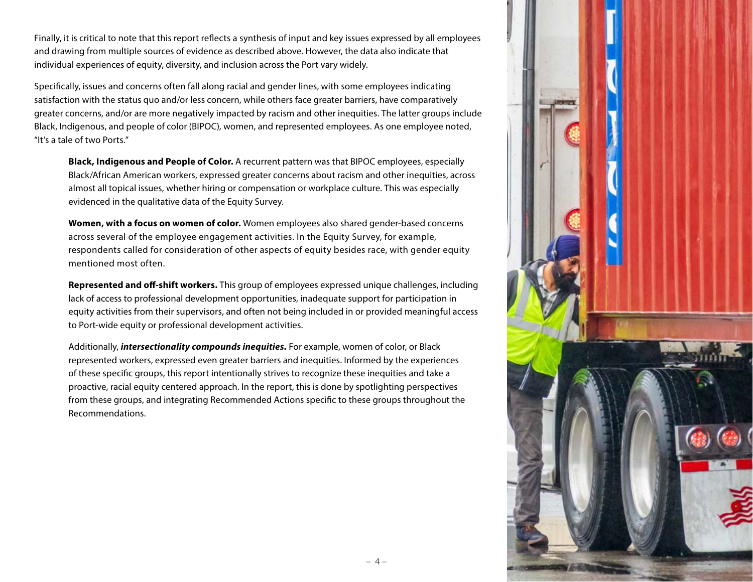Finally, it is critical to note that this report reflects a synthesis of input and key issues expressed by all employees and drawing from multiple sources of evidence as described above. However, the data also indicate that individual experiences of equity, diversity, and inclusion across the Port vary widely.

Specifically, issues and concerns often fall along racial and gender lines, with some employees indicating satisfaction with the status quo and/or less concern, while others face greater barriers, have comparatively greater concerns, and/or are more negatively impacted by racism and other inequities. The latter groups include Black, Indigenous, and people of color (BIPOC), women, and represented employees. As one employee noted, "It's a tale of two Ports."

**Black, Indigenous and People of Color.** A recurrent pattern was that BIPOC employees, especially Black/African American workers, expressed greater concerns about racism and other inequities, across almost all topical issues, whether hiring or compensation or workplace culture. This was especially evidenced in the qualitative data of the Equity Survey.

**Women, with a focus on women of color.** Women employees also shared gender-based concerns across several of the employee engagement activities. In the Equity Survey, for example, respondents called for consideration of other aspects of equity besides race, with gender equity mentioned most often.

**Represented and off-shift workers.** This group of employees expressed unique challenges, including lack of access to professional development opportunities, inadequate support for participation in equity activities from their supervisors, and often not being included in or provided meaningful access to Port-wide equity or professional development activities.

Additionally, ***intersectionality compounds inequities.*** For example, women of color, or Black represented workers, expressed even greater barriers and inequities. Informed by the experiences of these specific groups, this report intentionally strives to recognize these inequities and take a proactive, racial equity centered approach. In the report, this is done by spotlighting perspectives from these groups, and integrating Recommended Actions specific to these groups throughout the Recommendations.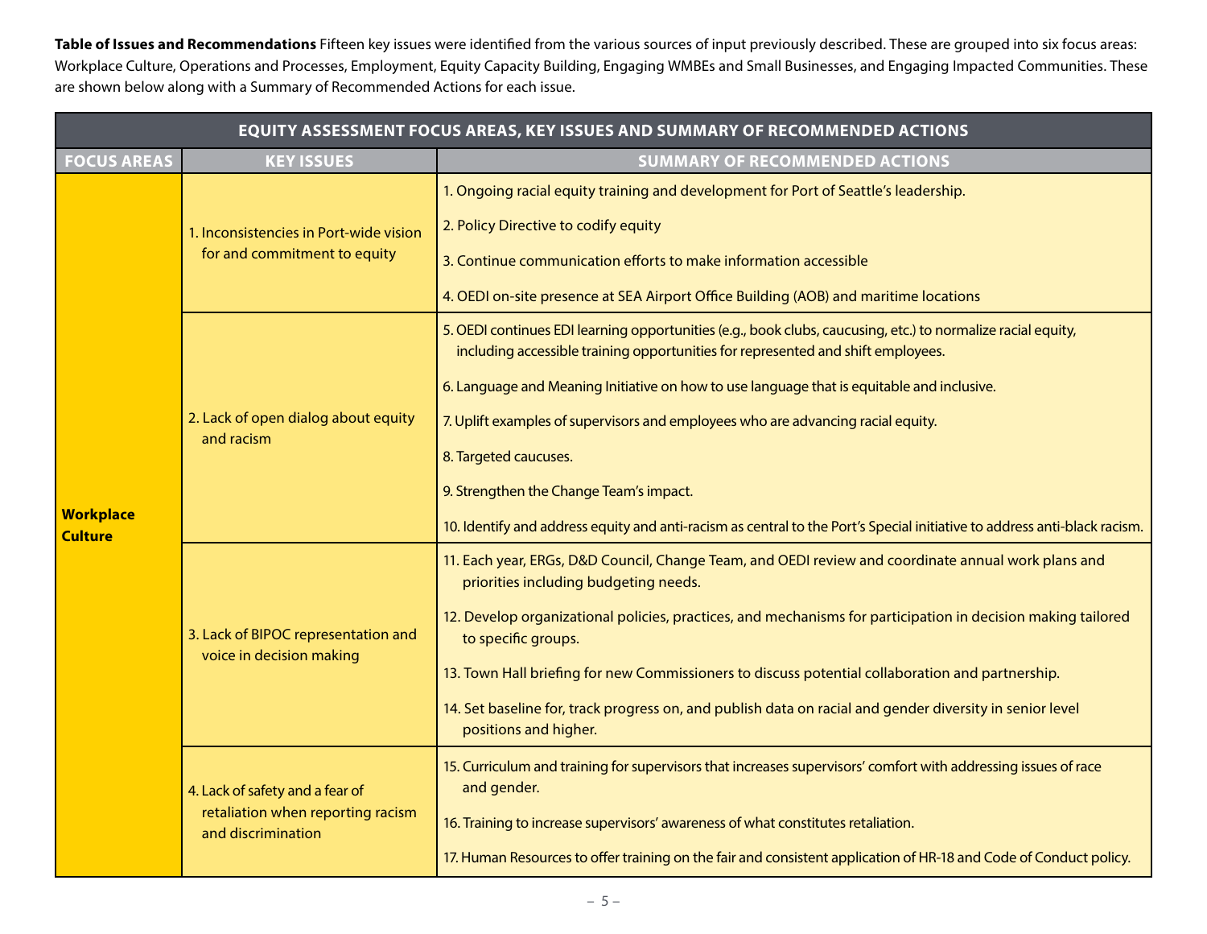**Table of Issues and Recommendations** Fifteen key issues were identified from the various sources of input previously described. These are grouped into six focus areas: Workplace Culture, Operations and Processes, Employment, Equity Capacity Building, Engaging WMBEs and Small Businesses, and Engaging Impacted Communities. These are shown below along with a Summary of Recommended Actions for each issue.

| EQUITY ASSESSMENT FOCUS AREAS, KEY ISSUES AND SUMMARY OF RECOMMENDED ACTIONS | | |
|---|---|---|
| **FOCUS AREAS** | **KEY ISSUES** | **SUMMARY OF RECOMMENDED ACTIONS** |
| **Workplace Culture** | 1. Inconsistencies in Port-wide vision for and commitment to equity | 1. Ongoing racial equity training and development for Port of Seattle's leadership. |
| | | 2. Policy Directive to codify equity |
| | | 3. Continue communication efforts to make information accessible |
| | | 4. OEDI on-site presence at SEA Airport Office Building (AOB) and maritime locations |
| | 2. Lack of open dialog about equity and racism | 5. OEDI continues EDI learning opportunities (e.g., book clubs, caucusing, etc.) to normalize racial equity, including accessible training opportunities for represented and shift employees. |
| | | 6. Language and Meaning Initiative on how to use language that is equitable and inclusive. |
| | | 7. Uplift examples of supervisors and employees who are advancing racial equity. |
| | | 8. Targeted caucuses. |
| | | 9. Strengthen the Change Team's impact. |
| | | 10. Identify and address equity and anti-racism as central to the Port's Special initiative to address anti-black racism. |
| | 3. Lack of BIPOC representation and voice in decision making | 11. Each year, ERGs, D&D Council, Change Team, and OEDI review and coordinate annual work plans and priorities including budgeting needs. |
| | | 12. Develop organizational policies, practices, and mechanisms for participation in decision making tailored to specific groups. |
| | | 13. Town Hall briefing for new Commissioners to discuss potential collaboration and partnership. |
| | | 14. Set baseline for, track progress on, and publish data on racial and gender diversity in senior level positions and higher. |
| | 4. Lack of safety and a fear of retaliation when reporting racism and discrimination | 15. Curriculum and training for supervisors that increases supervisors' comfort with addressing issues of race and gender. |
| | | 16. Training to increase supervisors' awareness of what constitutes retaliation. |
| | | 17. Human Resources to offer training on the fair and consistent application of HR-18 and Code of Conduct policy. |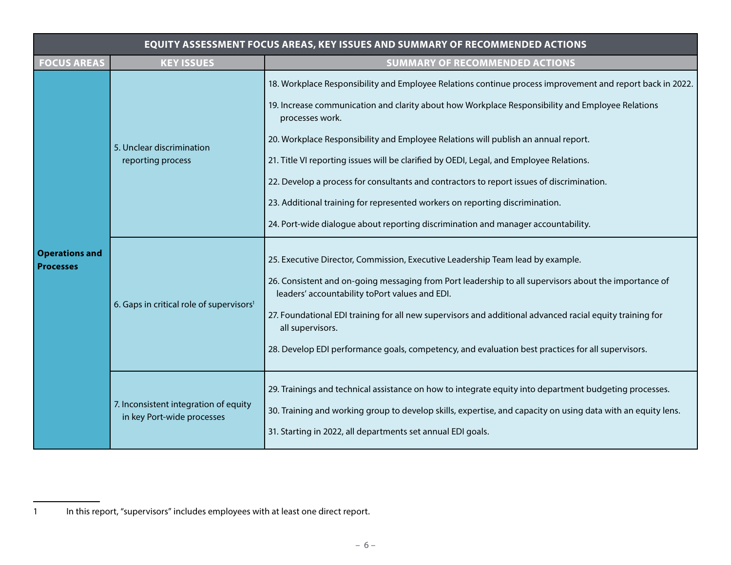| EQUITY ASSESSMENT FOCUS AREAS, KEY ISSUES AND SUMMARY OF RECOMMENDED ACTIONS | | |
|---|---|---|
| **FOCUS AREAS** | **KEY ISSUES** | **SUMMARY OF RECOMMENDED ACTIONS** |
| **Operations and Processes** | 5. Unclear discrimination reporting process | 18. Workplace Responsibility and Employee Relations continue process improvement and report back in 2022.<br>19. Increase communication and clarity about how Workplace Responsibility and Employee Relations processes work.<br>20. Workplace Responsibility and Employee Relations will publish an annual report.<br>21. Title VI reporting issues will be clarified by OEDI, Legal, and Employee Relations.<br>22. Develop a process for consultants and contractors to report issues of discrimination.<br>23. Additional training for represented workers on reporting discrimination.<br>24. Port-wide dialogue about reporting discrimination and manager accountability. |
| | 6. Gaps in critical role of supervisors[1] | 25. Executive Director, Commission, Executive Leadership Team lead by example.<br>26. Consistent and on-going messaging from Port leadership to all supervisors about the importance of leaders' accountability toPort values and EDI.<br>27. Foundational EDI training for all new supervisors and additional advanced racial equity training for all supervisors.<br>28. Develop EDI performance goals, competency, and evaluation best practices for all supervisors. |
| | 7. Inconsistent integration of equity in key Port-wide processes | 29. Trainings and technical assistance on how to integrate equity into department budgeting processes.<br>30. Training and working group to develop skills, expertise, and capacity on using data with an equity lens.<br>31. Starting in 2022, all departments set annual EDI goals. |

1 In this report, "supervisors" includes employees with at least one direct report.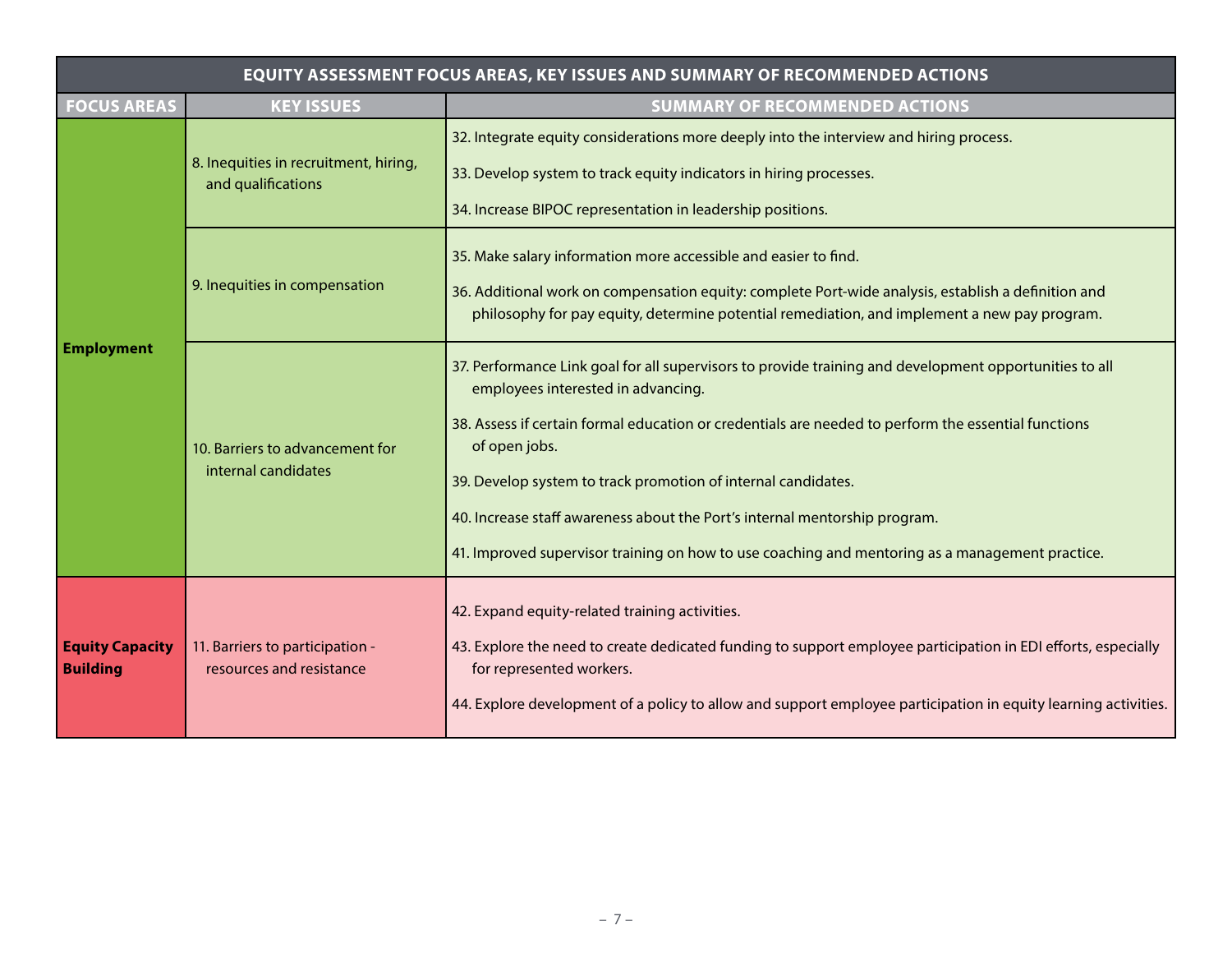| EQUITY ASSESSMENT FOCUS AREAS, KEY ISSUES AND SUMMARY OF RECOMMENDED ACTIONS | | |
|---|---|---|
| **FOCUS AREAS** | **KEY ISSUES** | **SUMMARY OF RECOMMENDED ACTIONS** |
| **Employment** | 8. Inequities in recruitment, hiring, and qualifications | 32. Integrate equity considerations more deeply into the interview and hiring process.<br>33. Develop system to track equity indicators in hiring processes.<br>34. Increase BIPOC representation in leadership positions. |
| | 9. Inequities in compensation | 35. Make salary information more accessible and easier to find.<br>36. Additional work on compensation equity: complete Port-wide analysis, establish a definition and philosophy for pay equity, determine potential remediation, and implement a new pay program. |
| | 10. Barriers to advancement for internal candidates | 37. Performance Link goal for all supervisors to provide training and development opportunities to all employees interested in advancing.<br>38. Assess if certain formal education or credentials are needed to perform the essential functions of open jobs.<br>39. Develop system to track promotion of internal candidates.<br>40. Increase staff awareness about the Port's internal mentorship program.<br>41. Improved supervisor training on how to use coaching and mentoring as a management practice. |
| **Equity Capacity Building** | 11. Barriers to participation - resources and resistance | 42. Expand equity-related training activities.<br>43. Explore the need to create dedicated funding to support employee participation in EDI efforts, especially for represented workers.<br>44. Explore development of a policy to allow and support employee participation in equity learning activities. |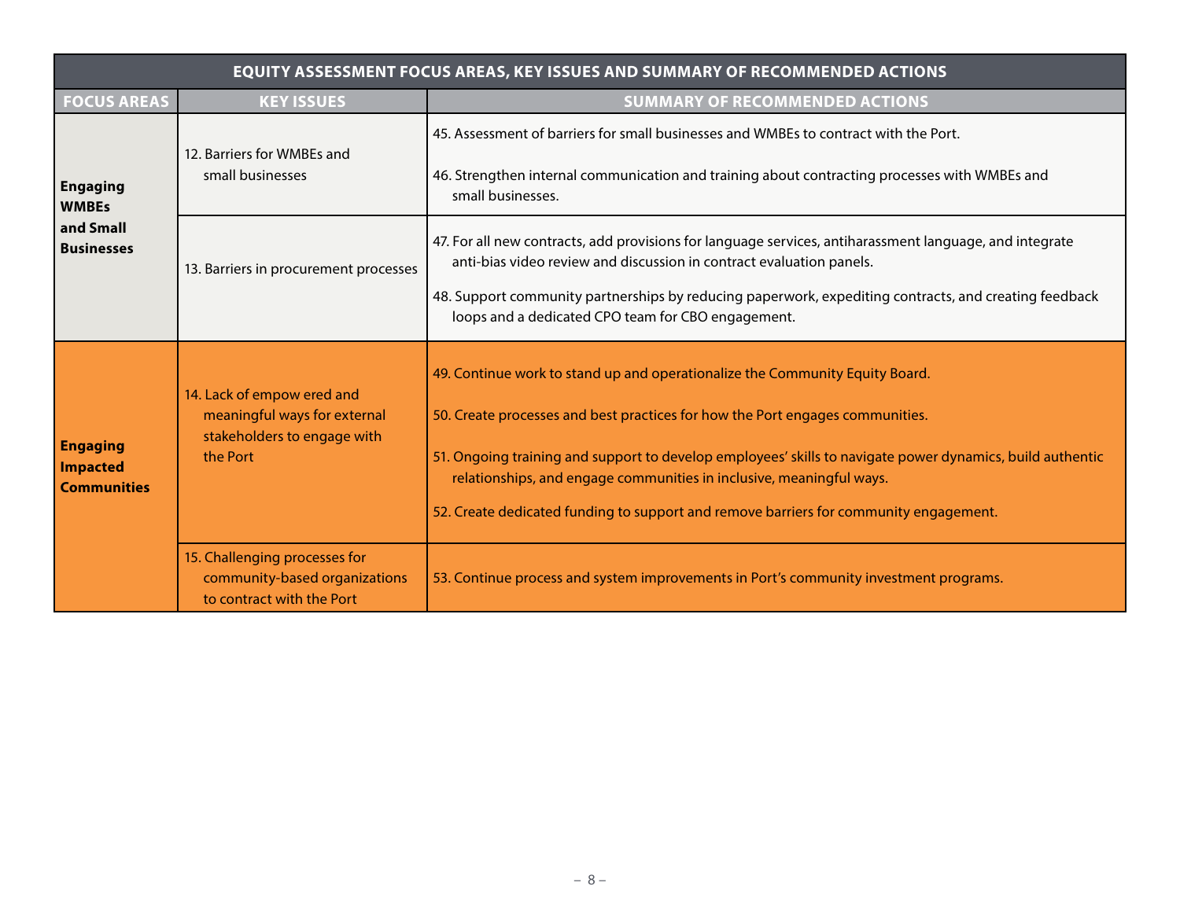| EQUITY ASSESSMENT FOCUS AREAS, KEY ISSUES AND SUMMARY OF RECOMMENDED ACTIONS | | |
|---|---|---|
| **FOCUS AREAS** | **KEY ISSUES** | **SUMMARY OF RECOMMENDED ACTIONS** |
| **Engaging WMBEs and Small Businesses** | 12. Barriers for WMBEs and small businesses | 45. Assessment of barriers for small businesses and WMBEs to contract with the Port.<br><br>46. Strengthen internal communication and training about contracting processes with WMBEs and small businesses. |
| | 13. Barriers in procurement processes | 47. For all new contracts, add provisions for language services, antiharassment language, and integrate anti-bias video review and discussion in contract evaluation panels.<br><br>48. Support community partnerships by reducing paperwork, expediting contracts, and creating feedback loops and a dedicated CPO team for CBO engagement. |
| **Engaging Impacted Communities** | 14. Lack of empow ered and meaningful ways for external stakeholders to engage with the Port | 49. Continue work to stand up and operationalize the Community Equity Board.<br><br>50. Create processes and best practices for how the Port engages communities.<br><br>51. Ongoing training and support to develop employees' skills to navigate power dynamics, build authentic relationships, and engage communities in inclusive, meaningful ways.<br><br>52. Create dedicated funding to support and remove barriers for community engagement. |
| | 15. Challenging processes for community-based organizations to contract with the Port | 53. Continue process and system improvements in Port's community investment programs. |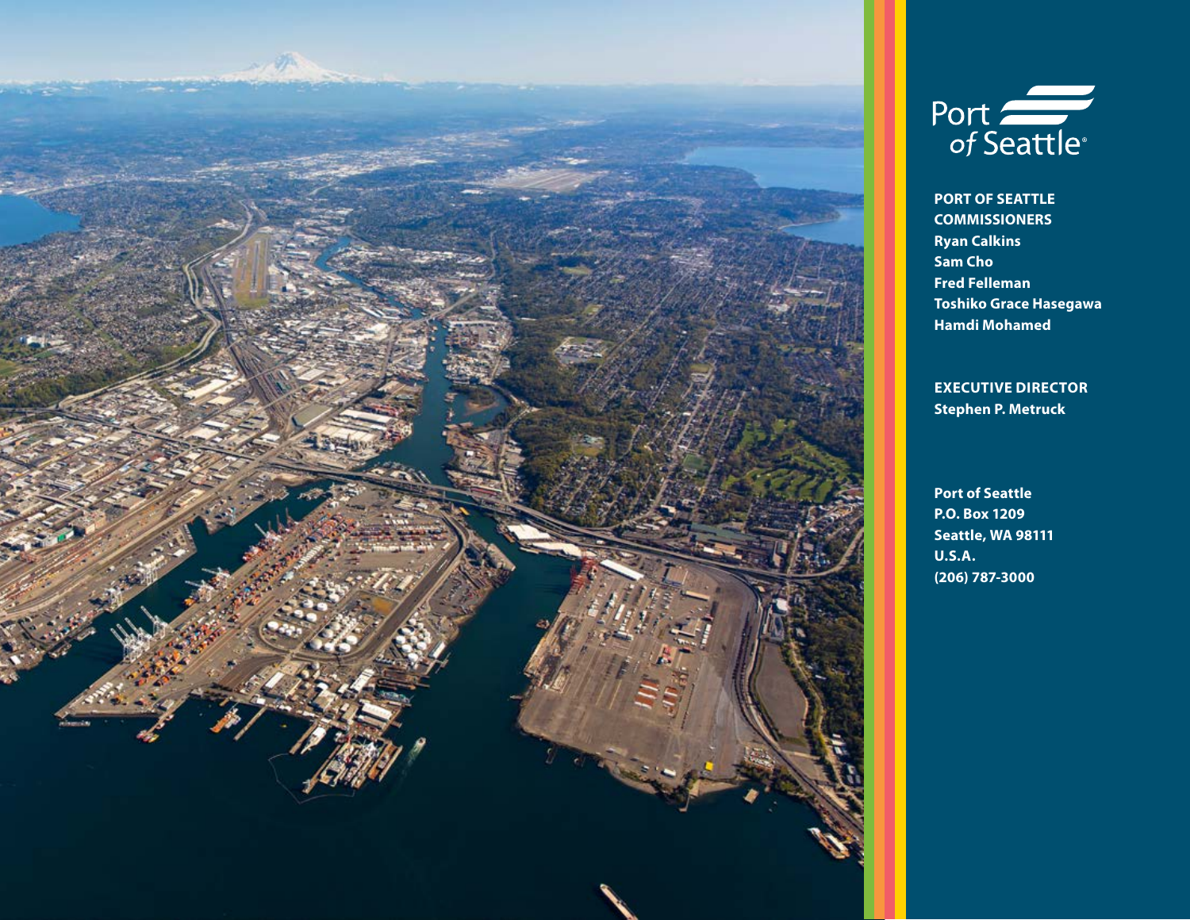Port of Seattle

**PORT OF SEATTLE COMMISSIONERS**
**Ryan Calkins**
**Sam Cho**
**Fred Felleman**
**Toshiko Grace Hasegawa**
**Hamdi Mohamed**

**EXECUTIVE DIRECTOR**
**Stephen P. Metruck**

**Port of Seattle**
**P.O. Box 1209**
**Seattle, WA 98111**
**U.S.A.**
**(206) 787-3000**